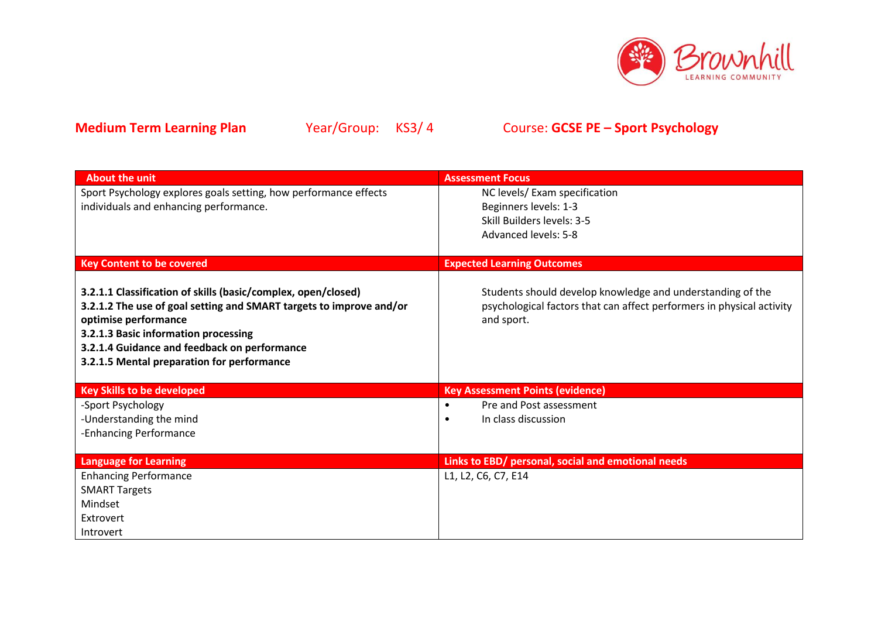**Medium Term Learning Plan** Year/Group: KS3/ 4 Course: **GCSE PE – Sport Psychology**

| About the unit | Assessment Focus |
|---|---|
| Sport Psychology explores goals setting, how performance effects individuals and enhancing performance. | NC levels/ Exam specification<br>Beginners levels: 1-3<br>Skill Builders levels: 3-5<br>Advanced levels: 5-8 |
| **Key Content to be covered** | **Expected Learning Outcomes** |
| **3.2.1.1 Classification of skills (basic/complex, open/closed)**<br>**3.2.1.2 The use of goal setting and SMART targets to improve and/or optimise performance**<br>**3.2.1.3 Basic information processing**<br>**3.2.1.4 Guidance and feedback on performance**<br>**3.2.1.5 Mental preparation for performance** | Students should develop knowledge and understanding of the psychological factors that can affect performers in physical activity and sport. |
| **Key Skills to be developed** | **Key Assessment Points (evidence)** |
| -Sport Psychology<br>-Understanding the mind<br>-Enhancing Performance | • Pre and Post assessment<br>• In class discussion |
| **Language for Learning** | **Links to EBD/ personal, social and emotional needs** |
| Enhancing Performance<br>SMART Targets<br>Mindset<br>Extrovert<br>Introvert | L1, L2, C6, C7, E14 |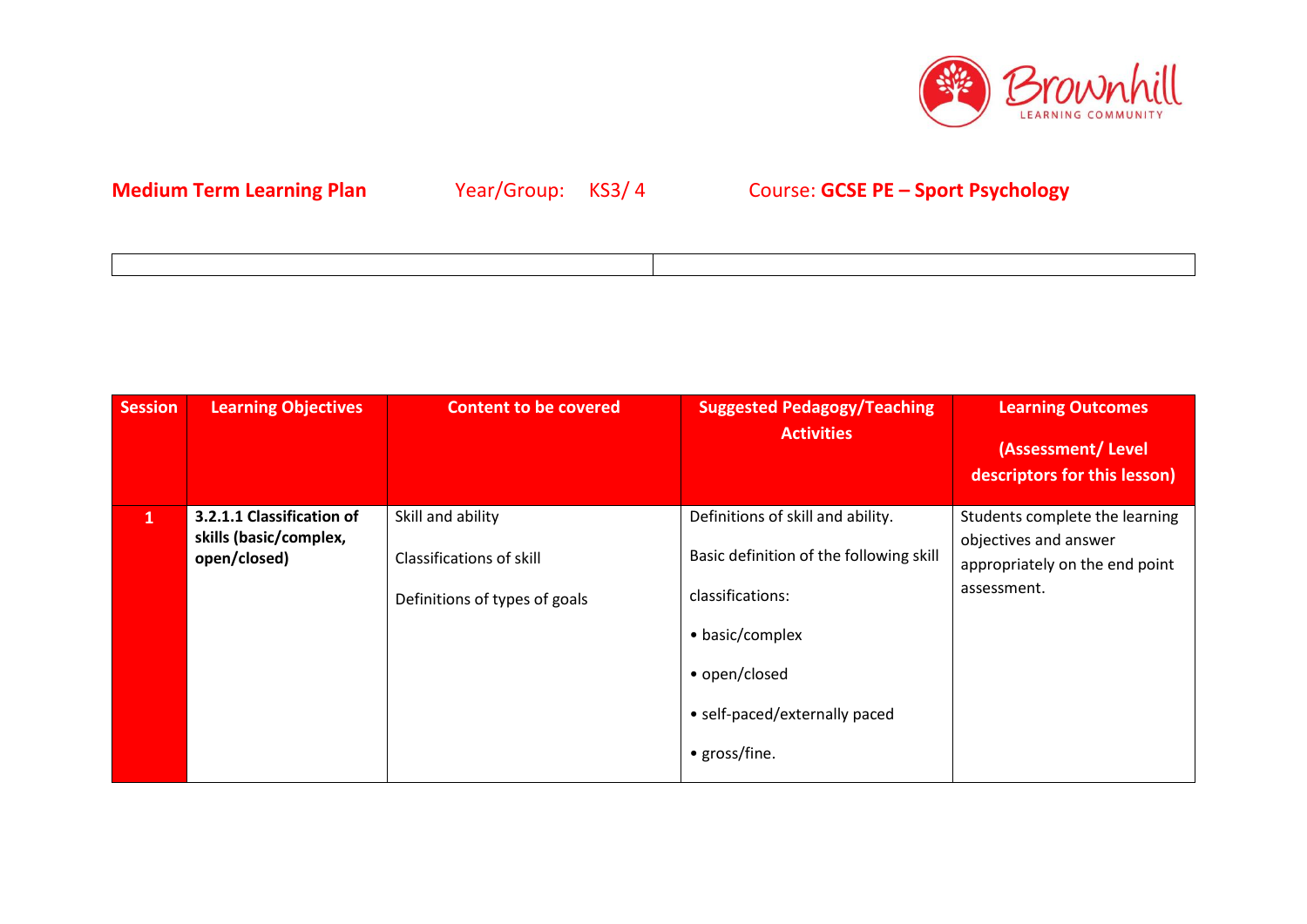**Medium Term Learning Plan** Year/Group: KS3/ 4 Course: **GCSE PE – Sport Psychology**

| | |
|---|---|

| Session | Learning Objectives | Content to be covered | Suggested Pedagogy/Teaching Activities | Learning Outcomes (Assessment/ Level descriptors for this lesson) |
|---|---|---|---|---|
| 1 | **3.2.1.1 Classification of skills (basic/complex, open/closed)** | Skill and ability<br><br>Classifications of skill<br><br>Definitions of types of goals | Definitions of skill and ability.<br><br>Basic definition of the following skill classifications:<br><br>• basic/complex<br><br>• open/closed<br><br>• self-paced/externally paced<br><br>• gross/fine. | Students complete the learning objectives and answer appropriately on the end point assessment. |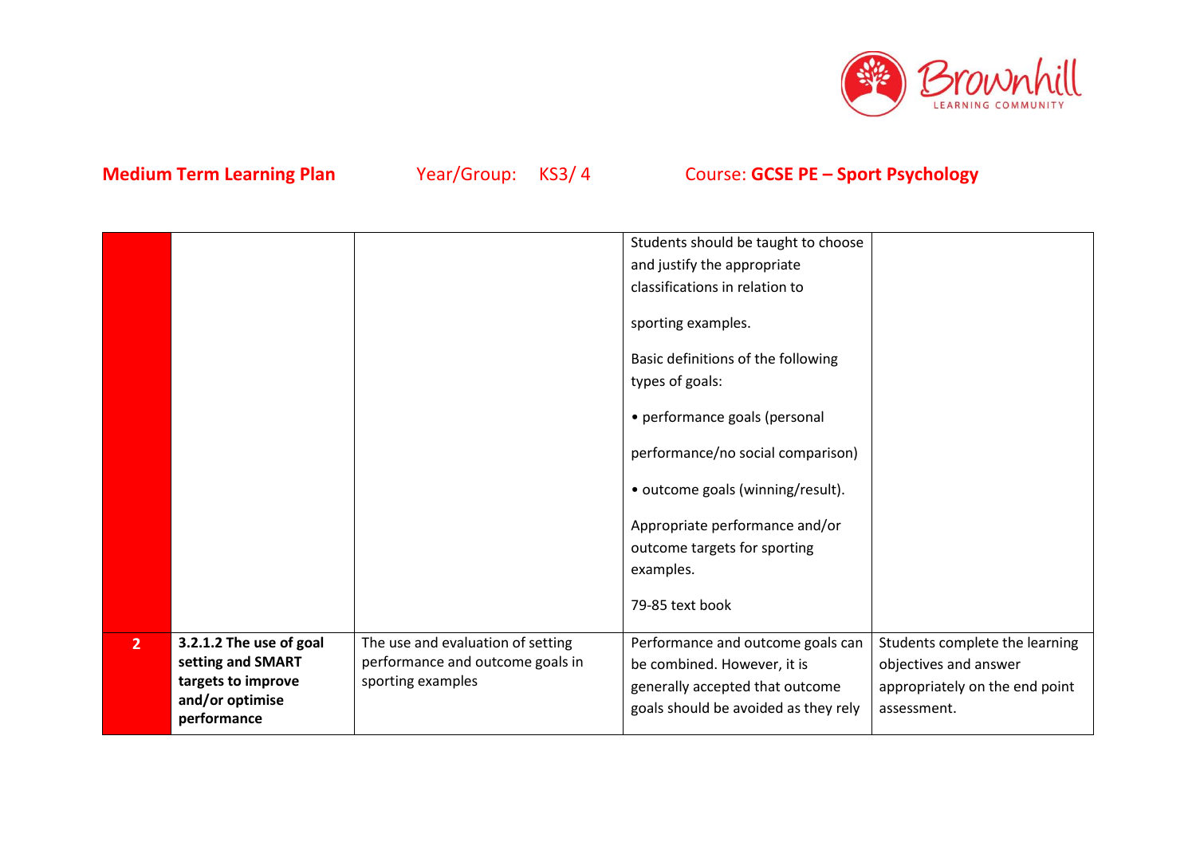**Medium Term Learning Plan** Year/Group: KS3/ 4 Course: **GCSE PE – Sport Psychology**

| | | | | |
|---|---|---|---|---|
| | | | Students should be taught to choose and justify the appropriate classifications in relation to sporting examples.<br><br>Basic definitions of the following types of goals:<br><br>• performance goals (personal performance/no social comparison)<br><br>• outcome goals (winning/result).<br><br>Appropriate performance and/or outcome targets for sporting examples.<br><br>79-85 text book | |
| **2** | **3.2.1.2 The use of goal setting and SMART targets to improve and/or optimise performance** | The use and evaluation of setting performance and outcome goals in sporting examples | Performance and outcome goals can be combined. However, it is generally accepted that outcome goals should be avoided as they rely | Students complete the learning objectives and answer appropriately on the end point assessment. |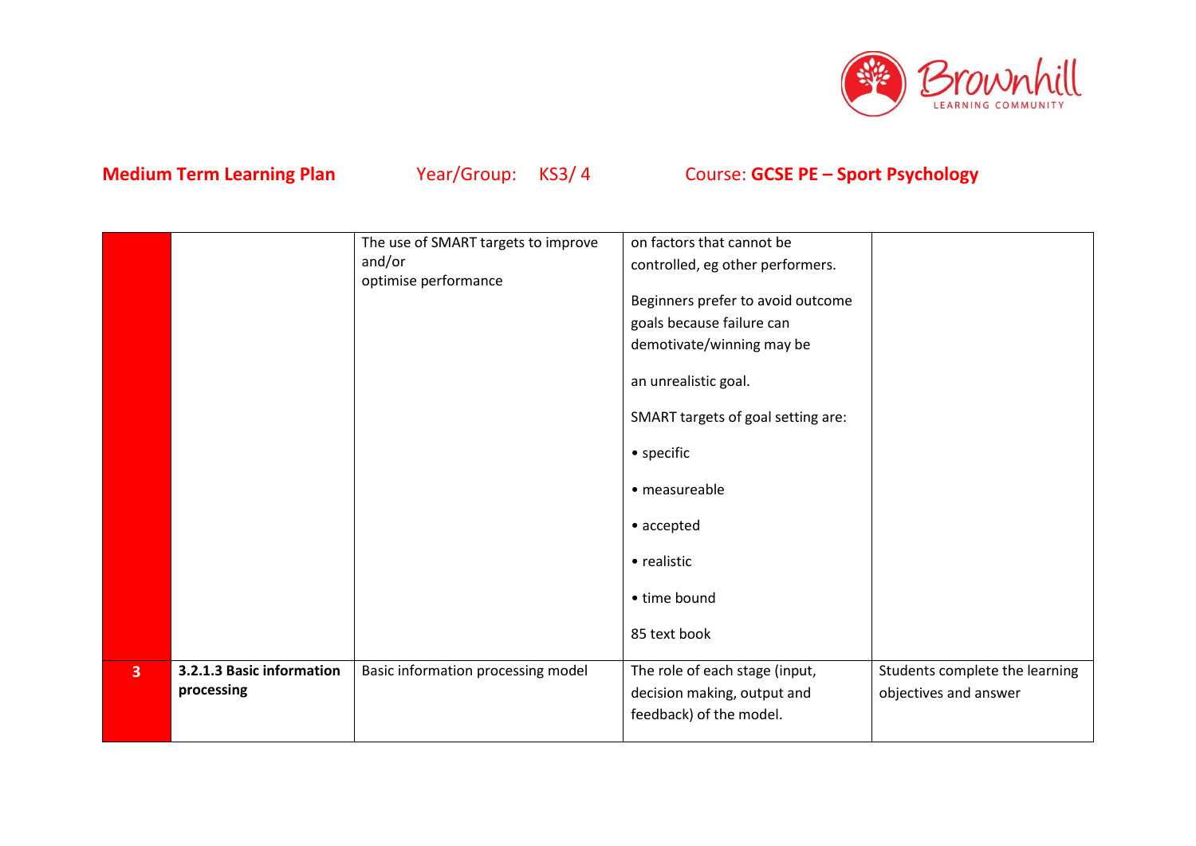**Medium Term Learning Plan** Year/Group: KS3/ 4 Course: **GCSE PE – Sport Psychology**

| | | | | |
|---|---|---|---|---|
| | | The use of SMART targets to improve and/or optimise performance | on factors that cannot be controlled, eg other performers.<br><br>Beginners prefer to avoid outcome goals because failure can demotivate/winning may be<br><br>an unrealistic goal.<br><br>SMART targets of goal setting are:<br><br>• specific<br><br>• measureable<br><br>• accepted<br><br>• realistic<br><br>• time bound<br><br>85 text book | |
| **3** | **3.2.1.3 Basic information processing** | Basic information processing model | The role of each stage (input, decision making, output and feedback) of the model. | Students complete the learning objectives and answer |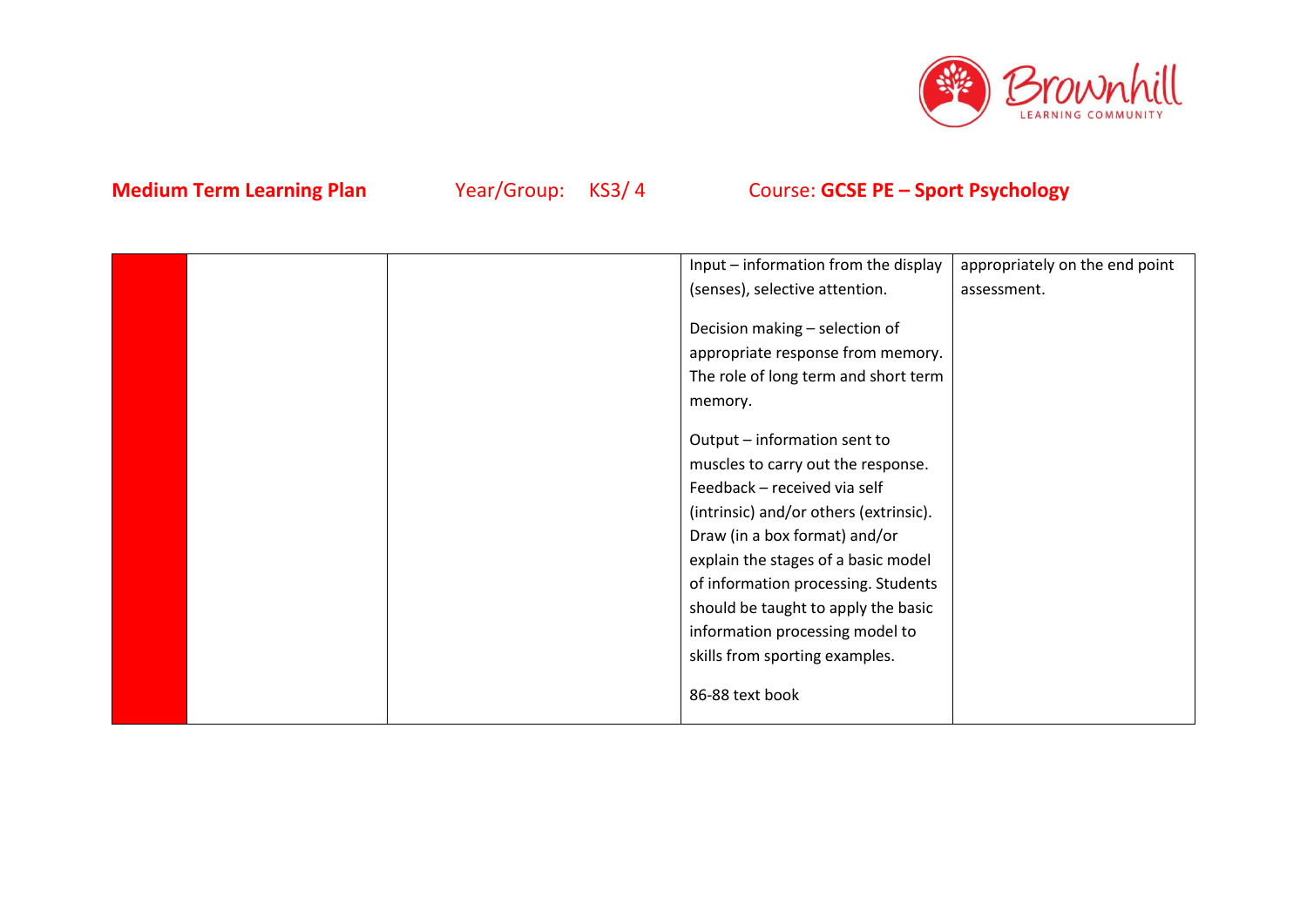**Medium Term Learning Plan** Year/Group: KS3/ 4 Course: **GCSE PE – Sport Psychology**

| | | | | |
|---|---|---|---|---|
| | | | Input – information from the display (senses), selective attention.<br><br>Decision making – selection of appropriate response from memory. The role of long term and short term memory.<br><br>Output – information sent to muscles to carry out the response. Feedback – received via self (intrinsic) and/or others (extrinsic). Draw (in a box format) and/or explain the stages of a basic model of information processing. Students should be taught to apply the basic information processing model to skills from sporting examples.<br><br>86-88 text book | appropriately on the end point assessment. |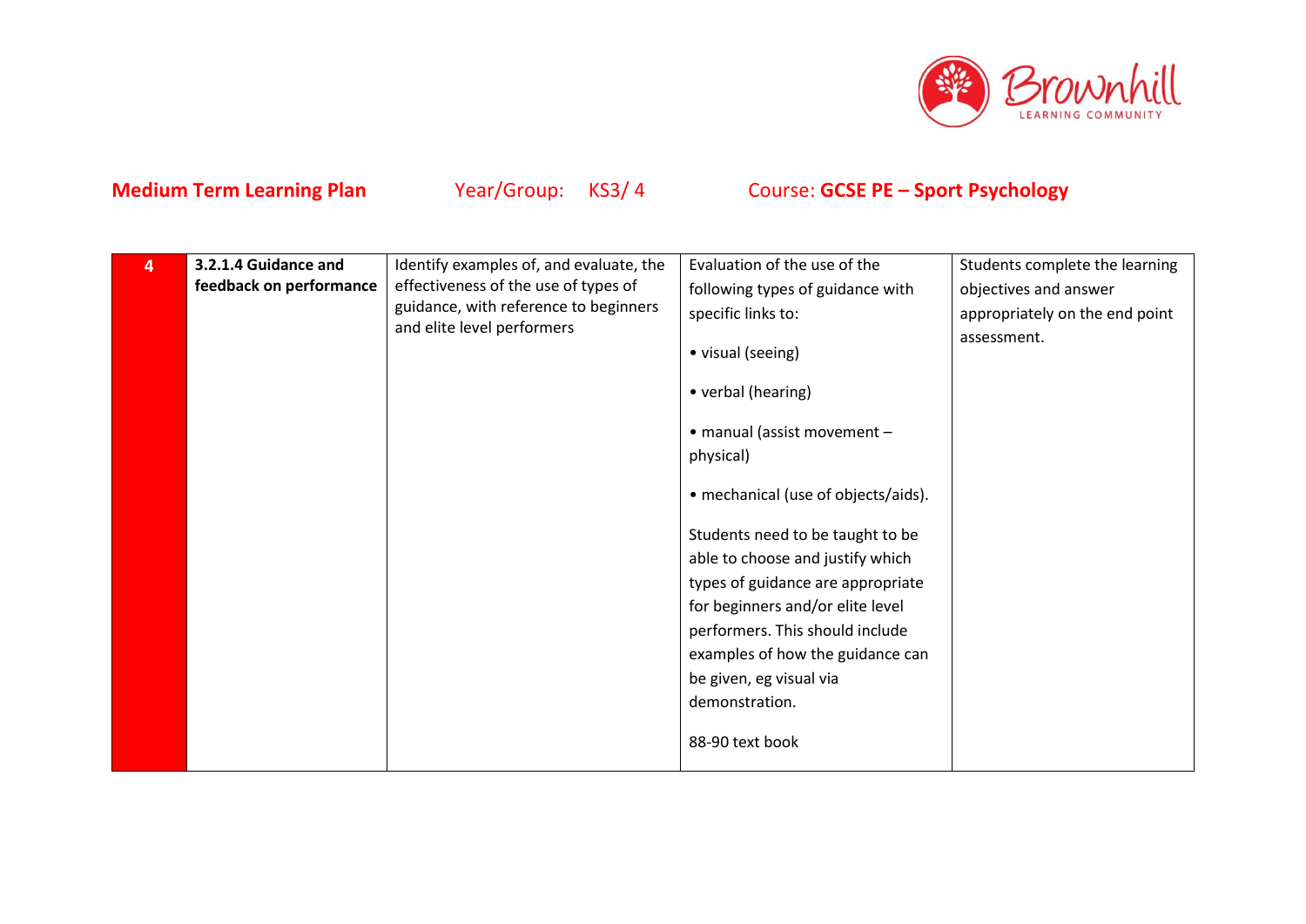**Medium Term Learning Plan** Year/Group: KS3/ 4 Course: **GCSE PE – Sport Psychology**

| | | | | |
|---|---|---|---|---|
| 4 | **3.2.1.4 Guidance and feedback on performance** | Identify examples of, and evaluate, the effectiveness of the use of types of guidance, with reference to beginners and elite level performers | Evaluation of the use of the following types of guidance with specific links to:<br><br>• visual (seeing)<br><br>• verbal (hearing)<br><br>• manual (assist movement – physical)<br><br>• mechanical (use of objects/aids).<br><br>Students need to be taught to be able to choose and justify which types of guidance are appropriate for beginners and/or elite level performers. This should include examples of how the guidance can be given, eg visual via demonstration.<br><br>88-90 text book | Students complete the learning objectives and answer appropriately on the end point assessment. |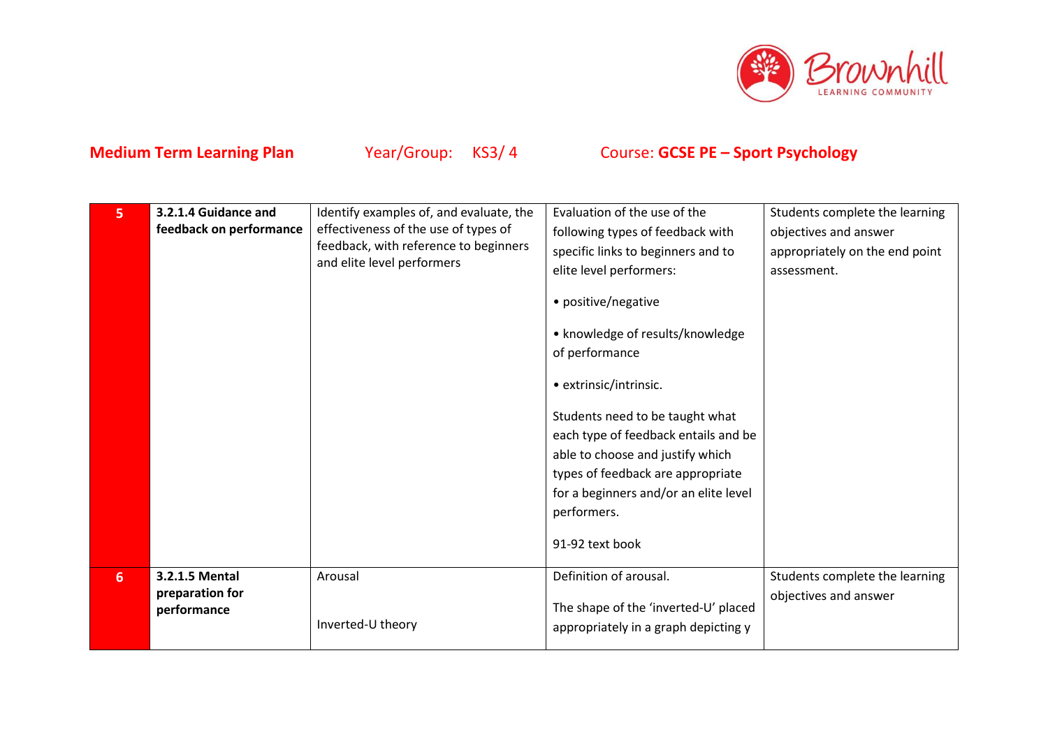**Medium Term Learning Plan** Year/Group: KS3/ 4 Course: **GCSE PE – Sport Psychology**

| | | | | |
|---|---|---|---|---|
| 5 | **3.2.1.4 Guidance and feedback on performance** | Identify examples of, and evaluate, the effectiveness of the use of types of feedback, with reference to beginners and elite level performers | Evaluation of the use of the following types of feedback with specific links to beginners and to elite level performers:<br><br>• positive/negative<br><br>• knowledge of results/knowledge of performance<br><br>• extrinsic/intrinsic.<br><br>Students need to be taught what each type of feedback entails and be able to choose and justify which types of feedback are appropriate for a beginners and/or an elite level performers.<br><br>91-92 text book | Students complete the learning objectives and answer appropriately on the end point assessment. |
| 6 | **3.2.1.5 Mental preparation for performance** | Arousal<br><br>Inverted-U theory | Definition of arousal.<br><br>The shape of the 'inverted-U' placed appropriately in a graph depicting y | Students complete the learning objectives and answer |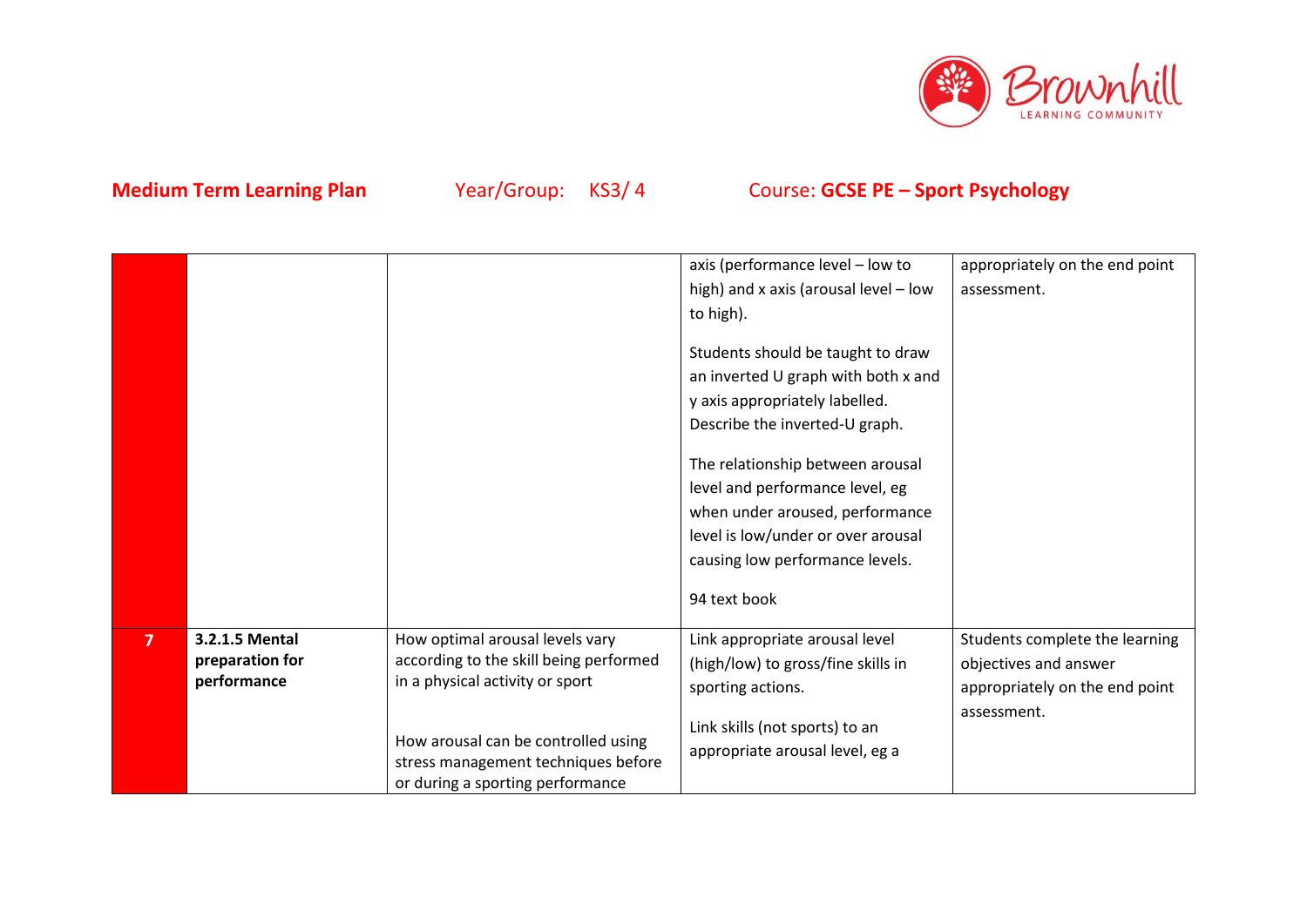**Medium Term Learning Plan** Year/Group: KS3/ 4 Course: **GCSE PE – Sport Psychology**

| | | | | |
|---|---|---|---|---|
| | | | axis (performance level – low to high) and x axis (arousal level – low to high).<br><br>Students should be taught to draw an inverted U graph with both x and y axis appropriately labelled. Describe the inverted-U graph.<br><br>The relationship between arousal level and performance level, eg when under aroused, performance level is low/under or over arousal causing low performance levels.<br><br>94 text book | appropriately on the end point assessment. |
| **7** | **3.2.1.5 Mental preparation for performance** | How optimal arousal levels vary according to the skill being performed in a physical activity or sport<br><br>How arousal can be controlled using stress management techniques before or during a sporting performance | Link appropriate arousal level (high/low) to gross/fine skills in sporting actions.<br><br>Link skills (not sports) to an appropriate arousal level, eg a | Students complete the learning objectives and answer appropriately on the end point assessment. |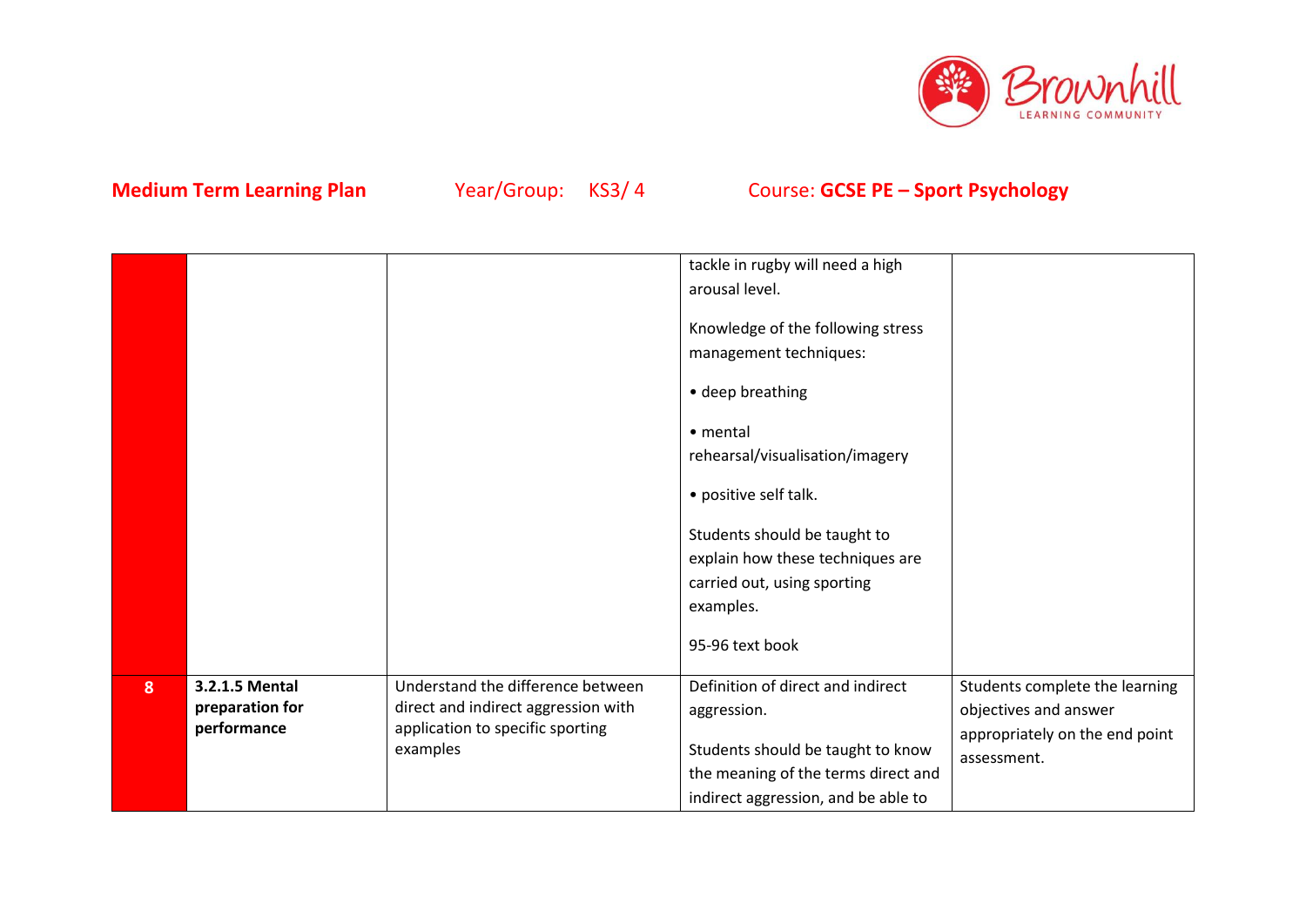**Medium Term Learning Plan** Year/Group: KS3/ 4 Course: **GCSE PE – Sport Psychology**

| | | | | |
|---|---|---|---|---|
| | | | tackle in rugby will need a high arousal level.<br><br>Knowledge of the following stress management techniques:<br><br>• deep breathing<br><br>• mental rehearsal/visualisation/imagery<br><br>• positive self talk.<br><br>Students should be taught to explain how these techniques are carried out, using sporting examples.<br><br>95-96 text book | |
| 8 | **3.2.1.5 Mental preparation for performance** | Understand the difference between direct and indirect aggression with application to specific sporting examples | Definition of direct and indirect aggression.<br><br>Students should be taught to know the meaning of the terms direct and indirect aggression, and be able to | Students complete the learning objectives and answer appropriately on the end point assessment. |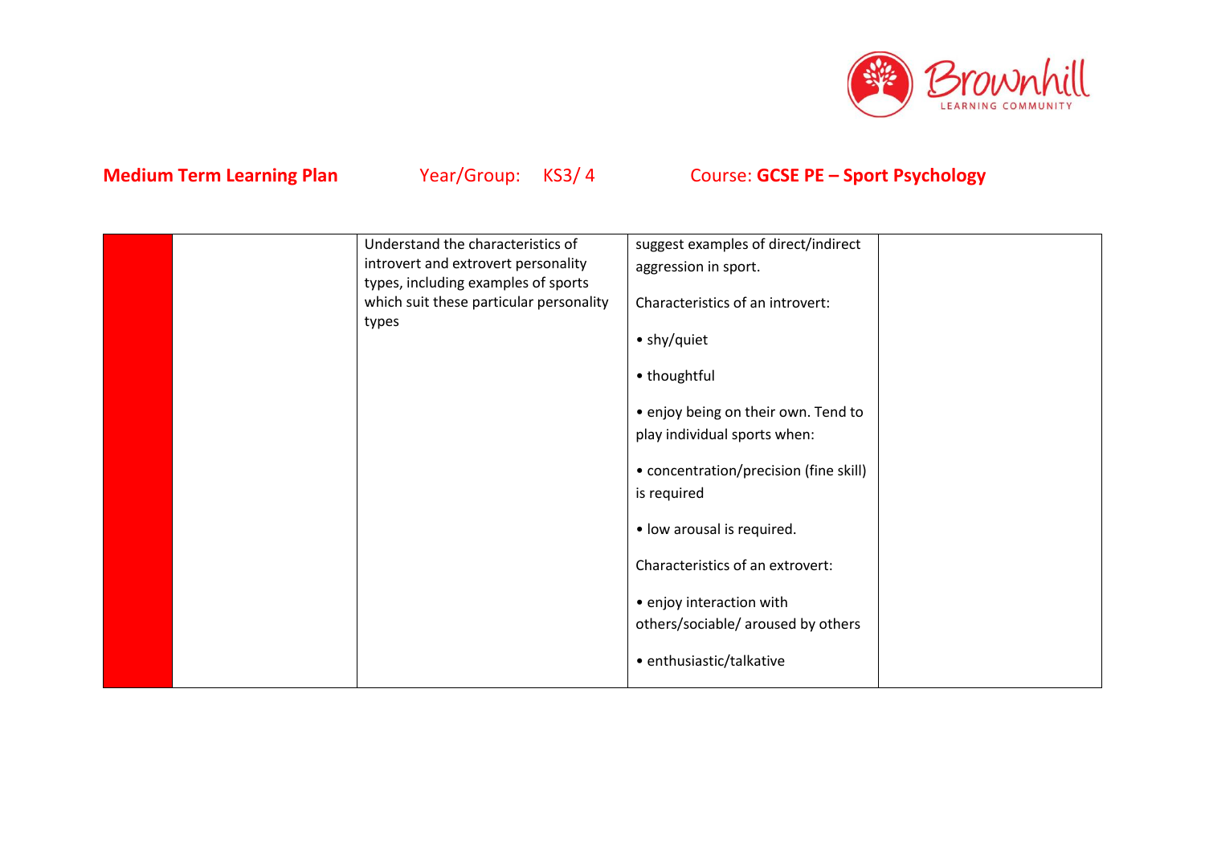**Medium Term Learning Plan** Year/Group: KS3/ 4 Course: **GCSE PE – Sport Psychology**

| | | | | |
|---|---|---|---|---|
| | | Understand the characteristics of introvert and extrovert personality types, including examples of sports which suit these particular personality types | suggest examples of direct/indirect aggression in sport.<br><br>Characteristics of an introvert:<br><br>• shy/quiet<br><br>• thoughtful<br><br>• enjoy being on their own. Tend to play individual sports when:<br><br>• concentration/precision (fine skill) is required<br><br>• low arousal is required.<br><br>Characteristics of an extrovert:<br><br>• enjoy interaction with others/sociable/ aroused by others<br><br>• enthusiastic/talkative | |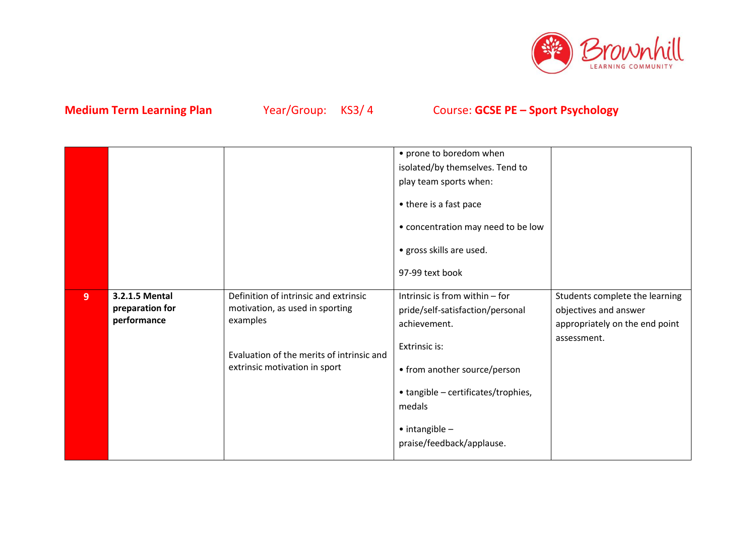**Medium Term Learning Plan** Year/Group: KS3/ 4 Course: **GCSE PE – Sport Psychology**

| | | | | |
|---|---|---|---|---|
| | | | • prone to boredom when isolated/by themselves. Tend to play team sports when:<br><br>• there is a fast pace<br><br>• concentration may need to be low<br><br>• gross skills are used.<br><br>97-99 text book | |
| **9** | **3.2.1.5 Mental preparation for performance** | Definition of intrinsic and extrinsic motivation, as used in sporting examples<br><br>Evaluation of the merits of intrinsic and extrinsic motivation in sport | Intrinsic is from within – for pride/self-satisfaction/personal achievement.<br><br>Extrinsic is:<br><br>• from another source/person<br><br>• tangible – certificates/trophies, medals<br><br>• intangible – praise/feedback/applause. | Students complete the learning objectives and answer appropriately on the end point assessment. |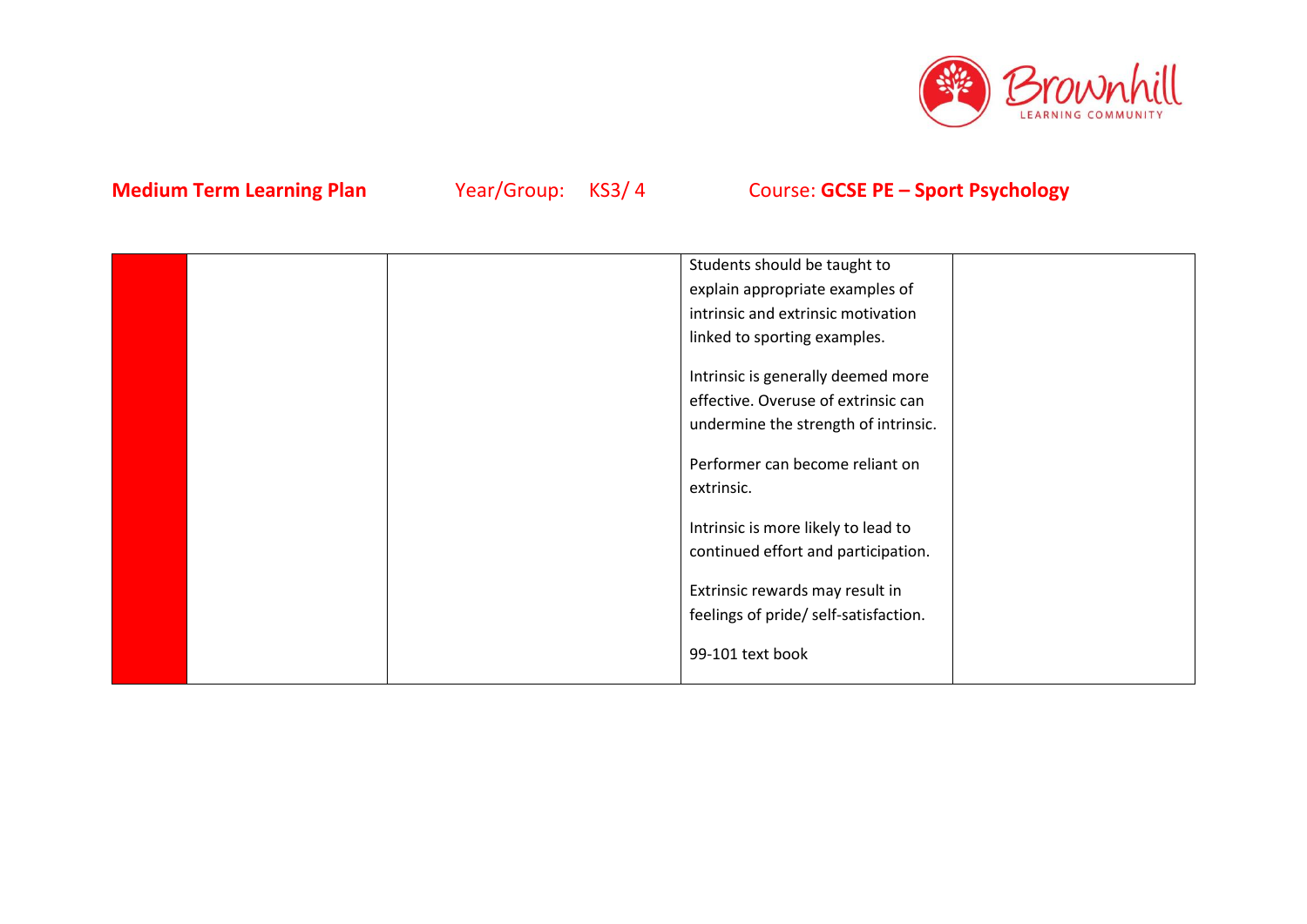**Medium Term Learning Plan** Year/Group: KS3/ 4 Course: **GCSE PE – Sport Psychology**

| | | | | |
|---|---|---|---|---|
| | | | Students should be taught to explain appropriate examples of intrinsic and extrinsic motivation linked to sporting examples.<br><br>Intrinsic is generally deemed more effective. Overuse of extrinsic can undermine the strength of intrinsic.<br><br>Performer can become reliant on extrinsic.<br><br>Intrinsic is more likely to lead to continued effort and participation.<br><br>Extrinsic rewards may result in feelings of pride/ self-satisfaction.<br><br>99-101 text book | |